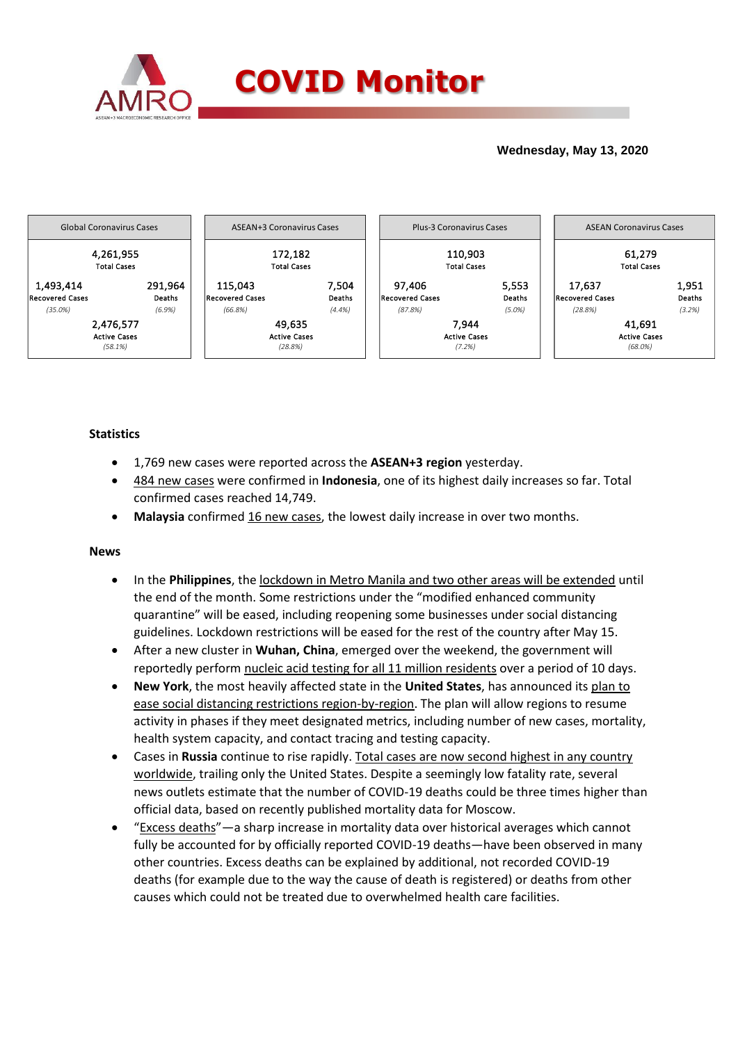# COVID Monitor

**Wednesday, May 13, 2020**

| Global Coronavirus Cases | | |
|---|---|---|
| | 4,261,955<br>Total Cases | |
| 1,493,414<br>Recovered Cases<br>*(35.0%)* | | 291,964<br>Deaths<br>*(6.9%)* |
| | 2,476,577<br>Active Cases<br>*(58.1%)* | |

| ASEAN+3 Coronavirus Cases | | |
|---|---|---|
| | 172,182<br>Total Cases | |
| 115,043<br>Recovered Cases<br>*(66.8%)* | | 7,504<br>Deaths<br>*(4.4%)* |
| | 49,635<br>Active Cases<br>*(28.8%)* | |

| Plus-3 Coronavirus Cases | | |
|---|---|---|
| | 110,903<br>Total Cases | |
| 97,406<br>Recovered Cases<br>*(87.8%)* | | 5,553<br>Deaths<br>*(5.0%)* |
| | 7,944<br>Active Cases<br>*(7.2%)* | |

| ASEAN Coronavirus Cases | | |
|---|---|---|
| | 61,279<br>Total Cases | |
| 17,637<br>Recovered Cases<br>*(28.8%)* | | 1,951<br>Deaths<br>*(3.2%)* |
| | 41,691<br>Active Cases<br>*(68.0%)* | |

### Statistics

- 1,769 new cases were reported across the **ASEAN+3 region** yesterday.
- 484 new cases were confirmed in **Indonesia**, one of its highest daily increases so far. Total confirmed cases reached 14,749.
- **Malaysia** confirmed 16 new cases, the lowest daily increase in over two months.

### News

- In the **Philippines**, the lockdown in Metro Manila and two other areas will be extended until the end of the month. Some restrictions under the "modified enhanced community quarantine" will be eased, including reopening some businesses under social distancing guidelines. Lockdown restrictions will be eased for the rest of the country after May 15.
- After a new cluster in **Wuhan, China**, emerged over the weekend, the government will reportedly perform nucleic acid testing for all 11 million residents over a period of 10 days.
- **New York**, the most heavily affected state in the **United States**, has announced its plan to ease social distancing restrictions region-by-region. The plan will allow regions to resume activity in phases if they meet designated metrics, including number of new cases, mortality, health system capacity, and contact tracing and testing capacity.
- Cases in **Russia** continue to rise rapidly. Total cases are now second highest in any country worldwide, trailing only the United States. Despite a seemingly low fatality rate, several news outlets estimate that the number of COVID-19 deaths could be three times higher than official data, based on recently published mortality data for Moscow.
- "Excess deaths"—a sharp increase in mortality data over historical averages which cannot fully be accounted for by officially reported COVID-19 deaths—have been observed in many other countries. Excess deaths can be explained by additional, not recorded COVID-19 deaths (for example due to the way the cause of death is registered) or deaths from other causes which could not be treated due to overwhelmed health care facilities.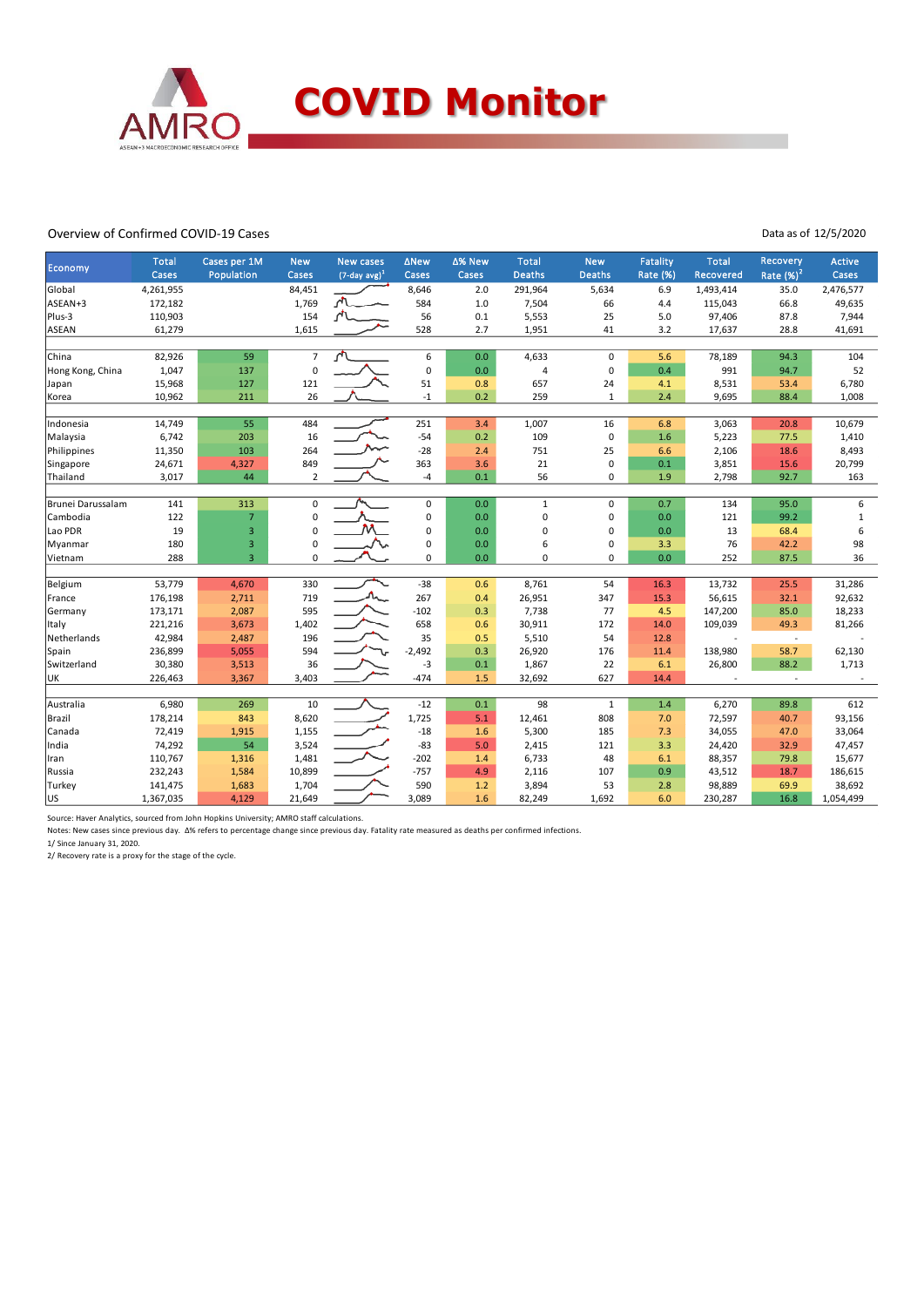# COVID Monitor

Overview of Confirmed COVID-19 Cases

Data as of 12/5/2020

| Economy | Total Cases | Cases per 1M Population | New Cases | New cases (7-day avg)[1] | ΔNew Cases | Δ% New Cases | Total Deaths | New Deaths | Fatality Rate (%) | Total Recovered | Recovery Rate (%)[2] | Active Cases |
|---|---|---|---|---|---|---|---|---|---|---|---|---|
| Global | 4,261,955 | | 84,451 | | 8,646 | 2.0 | 291,964 | 5,634 | 6.9 | 1,493,414 | 35.0 | 2,476,577 |
| ASEAN+3 | 172,182 | | 1,769 | | 584 | 1.0 | 7,504 | 66 | 4.4 | 115,043 | 66.8 | 49,635 |
| Plus-3 | 110,903 | | 154 | | 56 | 0.1 | 5,553 | 25 | 5.0 | 97,406 | 87.8 | 7,944 |
| ASEAN | 61,279 | | 1,615 | | 528 | 2.7 | 1,951 | 41 | 3.2 | 17,637 | 28.8 | 41,691 |
| | | | | | | | | | | | | |
| China | 82,926 | 59 | 7 | | 6 | 0.0 | 4,633 | 0 | 5.6 | 78,189 | 94.3 | 104 |
| Hong Kong, China | 1,047 | 137 | 0 | | 0 | 0.0 | 4 | 0 | 0.4 | 991 | 94.7 | 52 |
| Japan | 15,968 | 127 | 121 | | 51 | 0.8 | 657 | 24 | 4.1 | 8,531 | 53.4 | 6,780 |
| Korea | 10,962 | 211 | 26 | | -1 | 0.2 | 259 | 1 | 2.4 | 9,695 | 88.4 | 1,008 |
| | | | | | | | | | | | | |
| Indonesia | 14,749 | 55 | 484 | | 251 | 3.4 | 1,007 | 16 | 6.8 | 3,063 | 20.8 | 10,679 |
| Malaysia | 6,742 | 203 | 16 | | -54 | 0.2 | 109 | 0 | 1.6 | 5,223 | 77.5 | 1,410 |
| Philippines | 11,350 | 103 | 264 | | -28 | 2.4 | 751 | 25 | 6.6 | 2,106 | 18.6 | 8,493 |
| Singapore | 24,671 | 4,327 | 849 | | 363 | 3.6 | 21 | 0 | 0.1 | 3,851 | 15.6 | 20,799 |
| Thailand | 3,017 | 44 | 2 | | -4 | 0.1 | 56 | 0 | 1.9 | 2,798 | 92.7 | 163 |
| | | | | | | | | | | | | |
| Brunei Darussalam | 141 | 313 | 0 | | 0 | 0.0 | 1 | 0 | 0.7 | 134 | 95.0 | 6 |
| Cambodia | 122 | 7 | 0 | | 0 | 0.0 | 0 | 0 | 0.0 | 121 | 99.2 | 1 |
| Lao PDR | 19 | 3 | 0 | | 0 | 0.0 | 0 | 0 | 0.0 | 13 | 68.4 | 6 |
| Myanmar | 180 | 3 | 0 | | 0 | 0.0 | 6 | 0 | 3.3 | 76 | 42.2 | 98 |
| Vietnam | 288 | 3 | 0 | | 0 | 0.0 | 0 | 0 | 0.0 | 252 | 87.5 | 36 |
| | | | | | | | | | | | | |
| Belgium | 53,779 | 4,670 | 330 | | -38 | 0.6 | 8,761 | 54 | 16.3 | 13,732 | 25.5 | 31,286 |
| France | 176,198 | 2,711 | 719 | | 267 | 0.4 | 26,951 | 347 | 15.3 | 56,615 | 32.1 | 92,632 |
| Germany | 173,171 | 2,087 | 595 | | -102 | 0.3 | 7,738 | 77 | 4.5 | 147,200 | 85.0 | 18,233 |
| Italy | 221,216 | 3,673 | 1,402 | | 658 | 0.6 | 30,911 | 172 | 14.0 | 109,039 | 49.3 | 81,266 |
| Netherlands | 42,984 | 2,487 | 196 | | 35 | 0.5 | 5,510 | 54 | 12.8 | - | - | - |
| Spain | 236,899 | 5,055 | 594 | | -2,492 | 0.3 | 26,920 | 176 | 11.4 | 138,980 | 58.7 | 62,130 |
| Switzerland | 30,380 | 3,513 | 36 | | -3 | 0.1 | 1,867 | 22 | 6.1 | 26,800 | 88.2 | 1,713 |
| UK | 226,463 | 3,367 | 3,403 | | -474 | 1.5 | 32,692 | 627 | 14.4 | - | - | - |
| | | | | | | | | | | | | |
| Australia | 6,980 | 269 | 10 | | -12 | 0.1 | 98 | 1 | 1.4 | 6,270 | 89.8 | 612 |
| Brazil | 178,214 | 843 | 8,620 | | 1,725 | 5.1 | 12,461 | 808 | 7.0 | 72,597 | 40.7 | 93,156 |
| Canada | 72,419 | 1,915 | 1,155 | | -18 | 1.6 | 5,300 | 185 | 7.3 | 34,055 | 47.0 | 33,064 |
| India | 74,292 | 54 | 3,524 | | -83 | 5.0 | 2,415 | 121 | 3.3 | 24,420 | 32.9 | 47,457 |
| Iran | 110,767 | 1,316 | 1,481 | | -202 | 1.4 | 6,733 | 48 | 6.1 | 88,357 | 79.8 | 15,677 |
| Russia | 232,243 | 1,584 | 10,899 | | -757 | 4.9 | 2,116 | 107 | 0.9 | 43,512 | 18.7 | 186,615 |
| Turkey | 141,475 | 1,683 | 1,704 | | 590 | 1.2 | 3,894 | 53 | 2.8 | 98,889 | 69.9 | 38,692 |
| US | 1,367,035 | 4,129 | 21,649 | | 3,089 | 1.6 | 82,249 | 1,692 | 6.0 | 230,287 | 16.8 | 1,054,499 |

Source: Haver Analytics, sourced from John Hopkins University; AMRO staff calculations.

Notes: New cases since previous day. Δ% refers to percentage change since previous day. Fatality rate measured as deaths per confirmed infections.

1/ Since January 31, 2020.

2/ Recovery rate is a proxy for the stage of the cycle.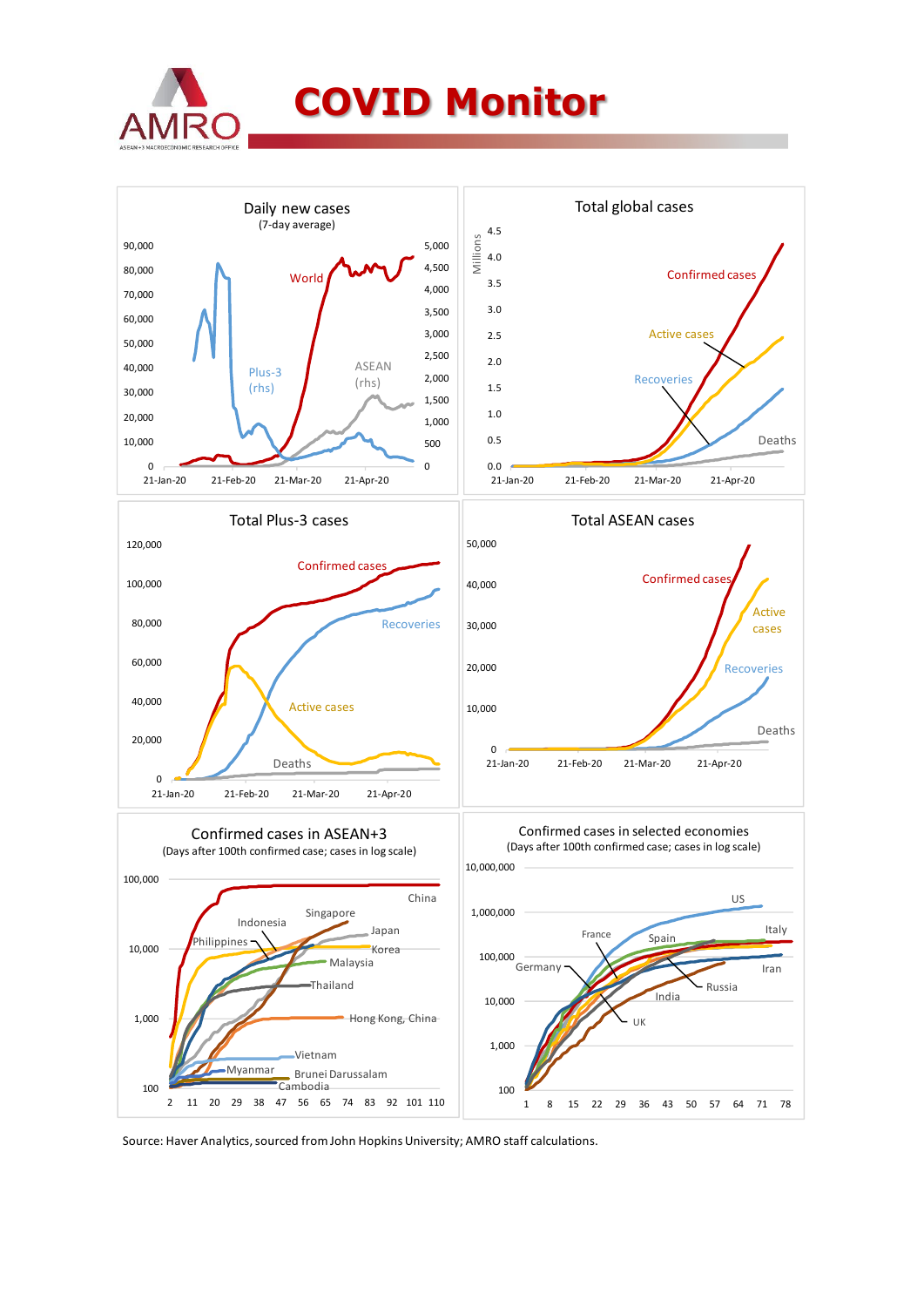# COVID Monitor

AMRO
ASEAN+3 MACROECONOMIC RESEARCH OFFICE

## Daily new cases
(7-day average)

90,000
80,000
70,000
60,000
50,000
40,000
30,000
20,000
10,000
0

5,000
4,500
4,000
3,500
3,000
2,500
2,000
1,500
1,000
500
0

World
Plus-3 (rhs)
ASEAN (rhs)

21-Jan-20
21-Feb-20
21-Mar-20
21-Apr-20

## Total global cases

Millions
4.5
4.0
3.5
3.0
2.5
2.0
1.5
1.0
0.5
0.0

Confirmed cases
Active cases
Recoveries
Deaths

21-Jan-20
21-Feb-20
21-Mar-20
21-Apr-20

## Total Plus-3 cases

120,000
100,000
80,000
60,000
40,000
20,000
0

Confirmed cases
Recoveries
Active cases
Deaths

21-Jan-20
21-Feb-20
21-Mar-20
21-Apr-20

## Total ASEAN cases

50,000
40,000
30,000
20,000
10,000
0

Confirmed cases
Active cases
Recoveries
Deaths

21-Jan-20
21-Feb-20
21-Mar-20
21-Apr-20

## Confirmed cases in ASEAN+3
(Days after 100th confirmed case; cases in log scale)

100,000
10,000
1,000
100

China
Singapore
Indonesia
Japan
Philippines
Korea
Malaysia
Thailand
Hong Kong, China
Vietnam
Myanmar
Brunei Darussalam
Cambodia

2
11
20
29
38
47
56
65
74
83
92
101
110

## Confirmed cases in selected economies
(Days after 100th confirmed case; cases in log scale)

10,000,000
1,000,000
100,000
10,000
1,000
100

US
Italy
France
Spain
Germany
Iran
Russia
India
UK

1
8
15
22
29
36
43
50
57
64
71
78

Source: Haver Analytics, sourced from John Hopkins University; AMRO staff calculations.